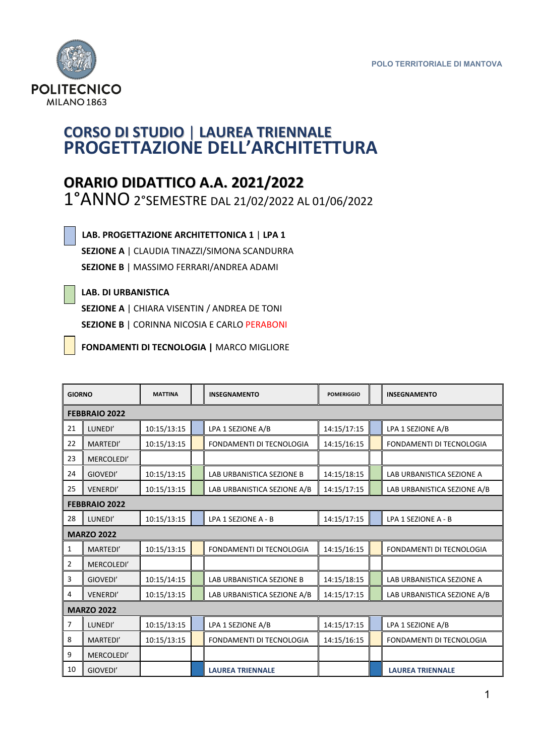POLITECNICO MILANO 1863

POLO TERRITORIALE DI MANTOVA

# CORSO DI STUDIO | LAUREA TRIENNALE
# PROGETTAZIONE DELL'ARCHITETTURA

## ORARIO DIDATTICO A.A. 2021/2022

1°ANNO 2°SEMESTRE DAL 21/02/2022 AL 01/06/2022

**LAB. PROGETTAZIONE ARCHITETTONICA 1** | **LPA 1**

**SEZIONE A** | CLAUDIA TINAZZI/SIMONA SCANDURRA

**SEZIONE B** | MASSIMO FERRARI/ANDREA ADAMI

**LAB. DI URBANISTICA**

**SEZIONE A** | CHIARA VISENTIN / ANDREA DE TONI

**SEZIONE B** | CORINNA NICOSIA E CARLO PERABONI

**FONDAMENTI DI TECNOLOGIA |** MARCO MIGLIORE

| GIORNO | | MATTINA | | INSEGNAMENTO | POMERIGGIO | | INSEGNAMENTO |
|---|---|---|---|---|---|---|---|
| **FEBBRAIO 2022** | | | | | | | |
| 21 | LUNEDI' | 10:15/13:15 | | LPA 1 SEZIONE A/B | 14:15/17:15 | | LPA 1 SEZIONE A/B |
| 22 | MARTEDI' | 10:15/13:15 | | FONDAMENTI DI TECNOLOGIA | 14:15/16:15 | | FONDAMENTI DI TECNOLOGIA |
| 23 | MERCOLEDI' | | | | | | |
| 24 | GIOVEDI' | 10:15/13:15 | | LAB URBANISTICA SEZIONE B | 14:15/18:15 | | LAB URBANISTICA SEZIONE A |
| 25 | VENERDI' | 10:15/13:15 | | LAB URBANISTICA SEZIONE A/B | 14:15/17:15 | | LAB URBANISTICA SEZIONE A/B |
| **FEBBRAIO 2022** | | | | | | | |
| 28 | LUNEDI' | 10:15/13:15 | | LPA 1 SEZIONE A - B | 14:15/17:15 | | LPA 1 SEZIONE A - B |
| **MARZO 2022** | | | | | | | |
| 1 | MARTEDI' | 10:15/13:15 | | FONDAMENTI DI TECNOLOGIA | 14:15/16:15 | | FONDAMENTI DI TECNOLOGIA |
| 2 | MERCOLEDI' | | | | | | |
| 3 | GIOVEDI' | 10:15/14:15 | | LAB URBANISTICA SEZIONE B | 14:15/18:15 | | LAB URBANISTICA SEZIONE A |
| 4 | VENERDI' | 10:15/13:15 | | LAB URBANISTICA SEZIONE A/B | 14:15/17:15 | | LAB URBANISTICA SEZIONE A/B |
| **MARZO 2022** | | | | | | | |
| 7 | LUNEDI' | 10:15/13:15 | | LPA 1 SEZIONE A/B | 14:15/17:15 | | LPA 1 SEZIONE A/B |
| 8 | MARTEDI' | 10:15/13:15 | | FONDAMENTI DI TECNOLOGIA | 14:15/16:15 | | FONDAMENTI DI TECNOLOGIA |
| 9 | MERCOLEDI' | | | | | | |
| 10 | GIOVEDI' | | | **LAUREA TRIENNALE** | | | **LAUREA TRIENNALE** |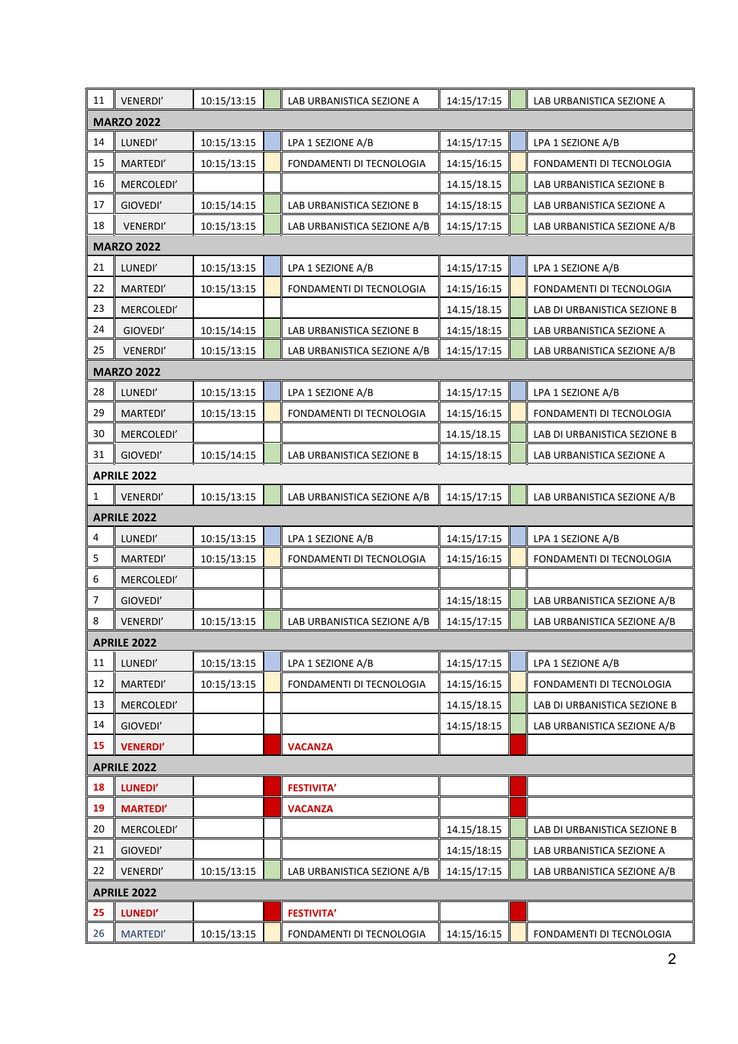| | | | | | | | |
|---|---|---|---|---|---|---|---|
| 11 | VENERDI' | 10:15/13:15 | | LAB URBANISTICA SEZIONE A | 14:15/17:15 | | LAB URBANISTICA SEZIONE A |
| **MARZO 2022** | | | | | | | |
| 14 | LUNEDI' | 10:15/13:15 | | LPA 1 SEZIONE A/B | 14:15/17:15 | | LPA 1 SEZIONE A/B |
| 15 | MARTEDI' | 10:15/13:15 | | FONDAMENTI DI TECNOLOGIA | 14:15/16:15 | | FONDAMENTI DI TECNOLOGIA |
| 16 | MERCOLEDI' | | | | 14.15/18.15 | | LAB URBANISTICA SEZIONE B |
| 17 | GIOVEDI' | 10:15/14:15 | | LAB URBANISTICA SEZIONE B | 14:15/18:15 | | LAB URBANISTICA SEZIONE A |
| 18 | VENERDI' | 10:15/13:15 | | LAB URBANISTICA SEZIONE A/B | 14:15/17:15 | | LAB URBANISTICA SEZIONE A/B |
| **MARZO 2022** | | | | | | | |
| 21 | LUNEDI' | 10:15/13:15 | | LPA 1 SEZIONE A/B | 14:15/17:15 | | LPA 1 SEZIONE A/B |
| 22 | MARTEDI' | 10:15/13:15 | | FONDAMENTI DI TECNOLOGIA | 14:15/16:15 | | FONDAMENTI DI TECNOLOGIA |
| 23 | MERCOLEDI' | | | | 14.15/18.15 | | LAB DI URBANISTICA SEZIONE B |
| 24 | GIOVEDI' | 10:15/14:15 | | LAB URBANISTICA SEZIONE B | 14:15/18:15 | | LAB URBANISTICA SEZIONE A |
| 25 | VENERDI' | 10:15/13:15 | | LAB URBANISTICA SEZIONE A/B | 14:15/17:15 | | LAB URBANISTICA SEZIONE A/B |
| **MARZO 2022** | | | | | | | |
| 28 | LUNEDI' | 10:15/13:15 | | LPA 1 SEZIONE A/B | 14:15/17:15 | | LPA 1 SEZIONE A/B |
| 29 | MARTEDI' | 10:15/13:15 | | FONDAMENTI DI TECNOLOGIA | 14:15/16:15 | | FONDAMENTI DI TECNOLOGIA |
| 30 | MERCOLEDI' | | | | 14.15/18.15 | | LAB DI URBANISTICA SEZIONE B |
| 31 | GIOVEDI' | 10:15/14:15 | | LAB URBANISTICA SEZIONE B | 14:15/18:15 | | LAB URBANISTICA SEZIONE A |
| **APRILE 2022** | | | | | | | |
| 1 | VENERDI' | 10:15/13:15 | | LAB URBANISTICA SEZIONE A/B | 14:15/17:15 | | LAB URBANISTICA SEZIONE A/B |
| **APRILE 2022** | | | | | | | |
| 4 | LUNEDI' | 10:15/13:15 | | LPA 1 SEZIONE A/B | 14:15/17:15 | | LPA 1 SEZIONE A/B |
| 5 | MARTEDI' | 10:15/13:15 | | FONDAMENTI DI TECNOLOGIA | 14:15/16:15 | | FONDAMENTI DI TECNOLOGIA |
| 6 | MERCOLEDI' | | | | | | |
| 7 | GIOVEDI' | | | | 14:15/18:15 | | LAB URBANISTICA SEZIONE A/B |
| 8 | VENERDI' | 10:15/13:15 | | LAB URBANISTICA SEZIONE A/B | 14:15/17:15 | | LAB URBANISTICA SEZIONE A/B |
| **APRILE 2022** | | | | | | | |
| 11 | LUNEDI' | 10:15/13:15 | | LPA 1 SEZIONE A/B | 14:15/17:15 | | LPA 1 SEZIONE A/B |
| 12 | MARTEDI' | 10:15/13:15 | | FONDAMENTI DI TECNOLOGIA | 14:15/16:15 | | FONDAMENTI DI TECNOLOGIA |
| 13 | MERCOLEDI' | | | | 14.15/18.15 | | LAB DI URBANISTICA SEZIONE B |
| 14 | GIOVEDI' | | | | 14:15/18:15 | | LAB URBANISTICA SEZIONE A/B |
| **15** | **VENERDI'** | | | **VACANZA** | | | |
| **APRILE 2022** | | | | | | | |
| **18** | **LUNEDI'** | | | **FESTIVITA'** | | | |
| **19** | **MARTEDI'** | | | **VACANZA** | | | |
| 20 | MERCOLEDI' | | | | 14.15/18.15 | | LAB DI URBANISTICA SEZIONE B |
| 21 | GIOVEDI' | | | | 14:15/18:15 | | LAB URBANISTICA SEZIONE A |
| 22 | VENERDI' | 10:15/13:15 | | LAB URBANISTICA SEZIONE A/B | 14:15/17:15 | | LAB URBANISTICA SEZIONE A/B |
| **APRILE 2022** | | | | | | | |
| **25** | **LUNEDI'** | | | **FESTIVITA'** | | | |
| 26 | MARTEDI' | 10:15/13:15 | | FONDAMENTI DI TECNOLOGIA | 14:15/16:15 | | FONDAMENTI DI TECNOLOGIA |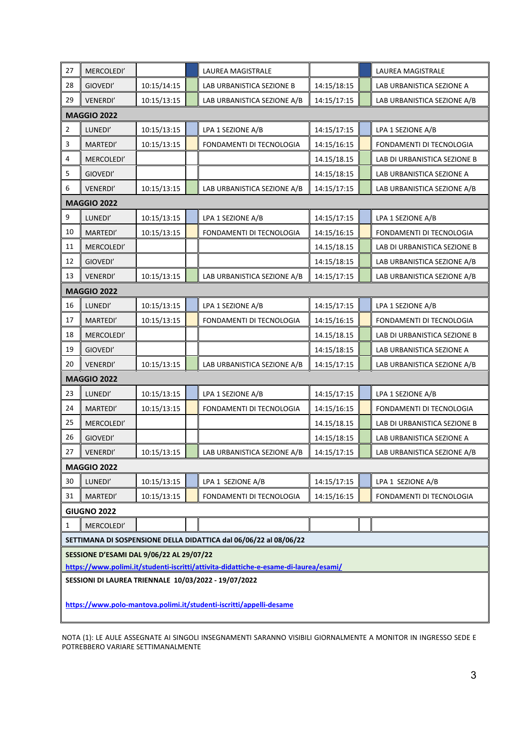| | | | | | | | |
|---|---|---|---|---|---|---|---|
| 27 | MERCOLEDI' | | | LAUREA MAGISTRALE | | | LAUREA MAGISTRALE |
| 28 | GIOVEDI' | 10:15/14:15 | | LAB URBANISTICA SEZIONE B | 14:15/18:15 | | LAB URBANISTICA SEZIONE A |
| 29 | VENERDI' | 10:15/13:15 | | LAB URBANISTICA SEZIONE A/B | 14:15/17:15 | | LAB URBANISTICA SEZIONE A/B |
| **MAGGIO 2022** | | | | | | | |
| 2 | LUNEDI' | 10:15/13:15 | | LPA 1 SEZIONE A/B | 14:15/17:15 | | LPA 1 SEZIONE A/B |
| 3 | MARTEDI' | 10:15/13:15 | | FONDAMENTI DI TECNOLOGIA | 14:15/16:15 | | FONDAMENTI DI TECNOLOGIA |
| 4 | MERCOLEDI' | | | | 14.15/18.15 | | LAB DI URBANISTICA SEZIONE B |
| 5 | GIOVEDI' | | | | 14:15/18:15 | | LAB URBANISTICA SEZIONE A |
| 6 | VENERDI' | 10:15/13:15 | | LAB URBANISTICA SEZIONE A/B | 14:15/17:15 | | LAB URBANISTICA SEZIONE A/B |
| **MAGGIO 2022** | | | | | | | |
| 9 | LUNEDI' | 10:15/13:15 | | LPA 1 SEZIONE A/B | 14:15/17:15 | | LPA 1 SEZIONE A/B |
| 10 | MARTEDI' | 10:15/13:15 | | FONDAMENTI DI TECNOLOGIA | 14:15/16:15 | | FONDAMENTI DI TECNOLOGIA |
| 11 | MERCOLEDI' | | | | 14.15/18.15 | | LAB DI URBANISTICA SEZIONE B |
| 12 | GIOVEDI' | | | | 14:15/18:15 | | LAB URBANISTICA SEZIONE A/B |
| 13 | VENERDI' | 10:15/13:15 | | LAB URBANISTICA SEZIONE A/B | 14:15/17:15 | | LAB URBANISTICA SEZIONE A/B |
| **MAGGIO 2022** | | | | | | | |
| 16 | LUNEDI' | 10:15/13:15 | | LPA 1 SEZIONE A/B | 14:15/17:15 | | LPA 1 SEZIONE A/B |
| 17 | MARTEDI' | 10:15/13:15 | | FONDAMENTI DI TECNOLOGIA | 14:15/16:15 | | FONDAMENTI DI TECNOLOGIA |
| 18 | MERCOLEDI' | | | | 14.15/18.15 | | LAB DI URBANISTICA SEZIONE B |
| 19 | GIOVEDI' | | | | 14:15/18:15 | | LAB URBANISTICA SEZIONE A |
| 20 | VENERDI' | 10:15/13:15 | | LAB URBANISTICA SEZIONE A/B | 14:15/17:15 | | LAB URBANISTICA SEZIONE A/B |
| **MAGGIO 2022** | | | | | | | |
| 23 | LUNEDI' | 10:15/13:15 | | LPA 1 SEZIONE A/B | 14:15/17:15 | | LPA 1 SEZIONE A/B |
| 24 | MARTEDI' | 10:15/13:15 | | FONDAMENTI DI TECNOLOGIA | 14:15/16:15 | | FONDAMENTI DI TECNOLOGIA |
| 25 | MERCOLEDI' | | | | 14.15/18.15 | | LAB DI URBANISTICA SEZIONE B |
| 26 | GIOVEDI' | | | | 14:15/18:15 | | LAB URBANISTICA SEZIONE A |
| 27 | VENERDI' | 10:15/13:15 | | LAB URBANISTICA SEZIONE A/B | 14:15/17:15 | | LAB URBANISTICA SEZIONE A/B |
| **MAGGIO 2022** | | | | | | | |
| 30 | LUNEDI' | 10:15/13:15 | | LPA 1 SEZIONE A/B | 14:15/17:15 | | LPA 1 SEZIONE A/B |
| 31 | MARTEDI' | 10:15/13:15 | | FONDAMENTI DI TECNOLOGIA | 14:15/16:15 | | FONDAMENTI DI TECNOLOGIA |
| **GIUGNO 2022** | | | | | | | |
| 1 | MERCOLEDI' | | | | | | |
| **SETTIMANA DI SOSPENSIONE DELLA DIDATTICA dal 06/06/22 al 08/06/22** | | | | | | | |
| **SESSIONE D'ESAMI DAL 9/06/22 AL 29/07/22** https://www.polimi.it/studenti-iscritti/attivita-didattiche-e-esame-di-laurea/esami/ | | | | | | | |
| **SESSIONI DI LAUREA TRIENNALE 10/03/2022 - 19/07/2022** https://www.polo-mantova.polimi.it/studenti-iscritti/appelli-desame | | | | | | | |

NOTA (1): LE AULE ASSEGNATE AI SINGOLI INSEGNAMENTI SARANNO VISIBILI GIORNALMENTE A MONITOR IN INGRESSO SEDE E POTREBBERO VARIARE SETTIMANALMENTE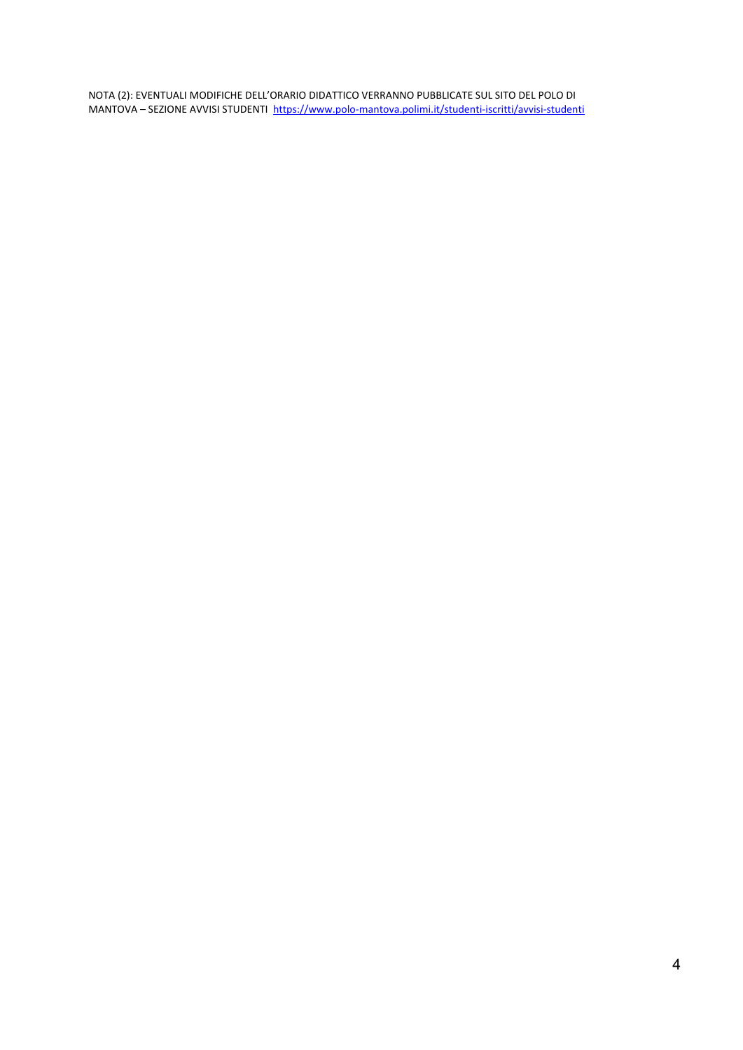NOTA (2): EVENTUALI MODIFICHE DELL'ORARIO DIDATTICO VERRANNO PUBBLICATE SUL SITO DEL POLO DI MANTOVA – SEZIONE AVVISI STUDENTI https://www.polo-mantova.polimi.it/studenti-iscritti/avvisi-studenti